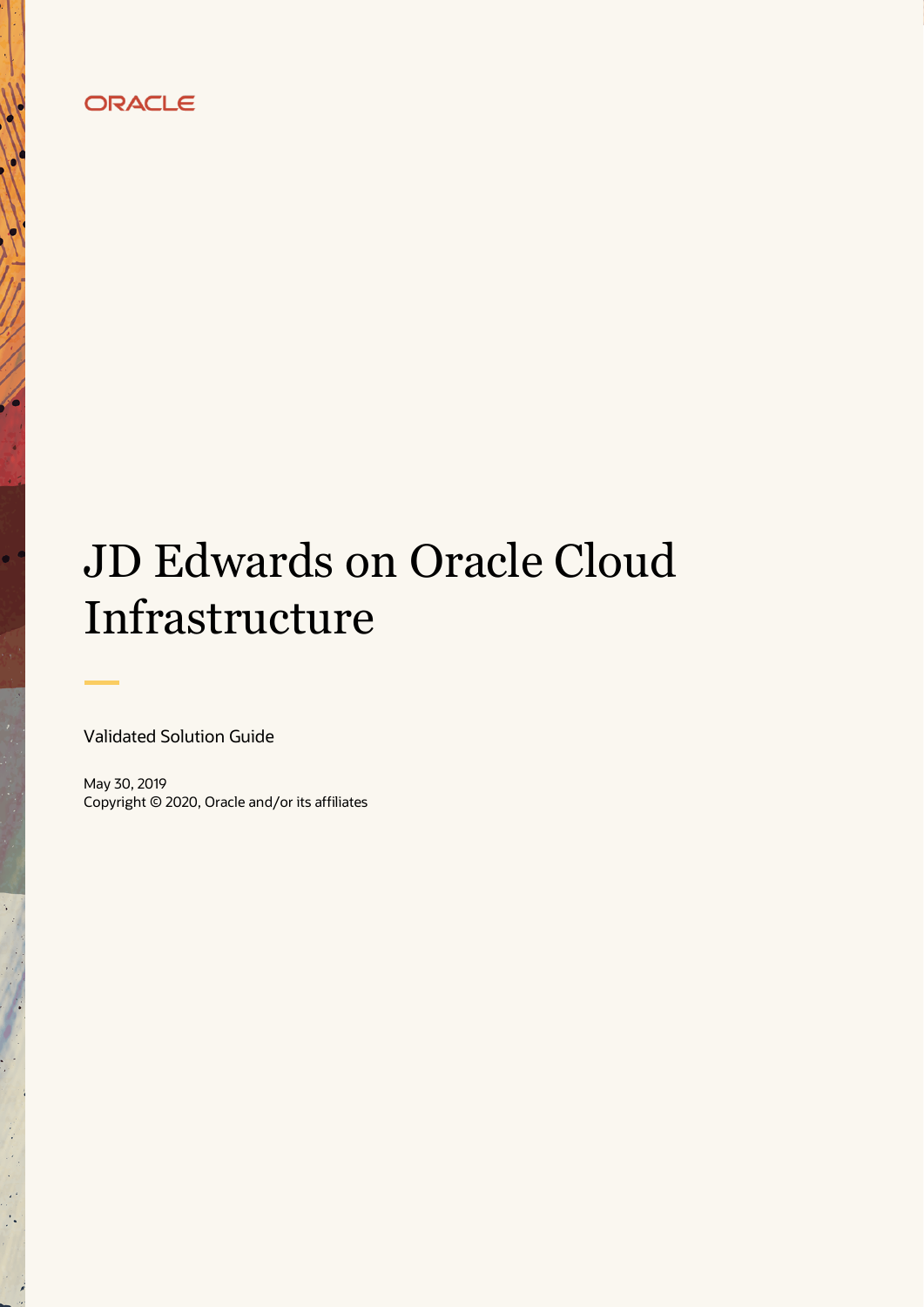ORACLE

# JD Edwards on Oracle Cloud Infrastructure

Validated Solution Guide

May 30, 2019
Copyright © 2020, Oracle and/or its affiliates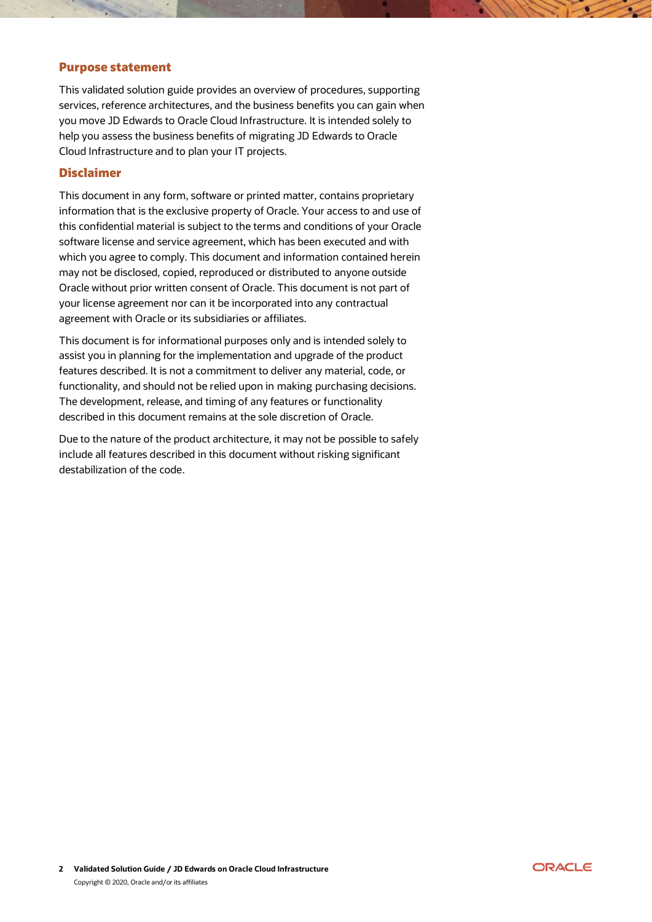## Purpose statement

This validated solution guide provides an overview of procedures, supporting services, reference architectures, and the business benefits you can gain when you move JD Edwards to Oracle Cloud Infrastructure. It is intended solely to help you assess the business benefits of migrating JD Edwards to Oracle Cloud Infrastructure and to plan your IT projects.

## Disclaimer

This document in any form, software or printed matter, contains proprietary information that is the exclusive property of Oracle. Your access to and use of this confidential material is subject to the terms and conditions of your Oracle software license and service agreement, which has been executed and with which you agree to comply. This document and information contained herein may not be disclosed, copied, reproduced or distributed to anyone outside Oracle without prior written consent of Oracle. This document is not part of your license agreement nor can it be incorporated into any contractual agreement with Oracle or its subsidiaries or affiliates.

This document is for informational purposes only and is intended solely to assist you in planning for the implementation and upgrade of the product features described. It is not a commitment to deliver any material, code, or functionality, and should not be relied upon in making purchasing decisions. The development, release, and timing of any features or functionality described in this document remains at the sole discretion of Oracle.

Due to the nature of the product architecture, it may not be possible to safely include all features described in this document without risking significant destabilization of the code.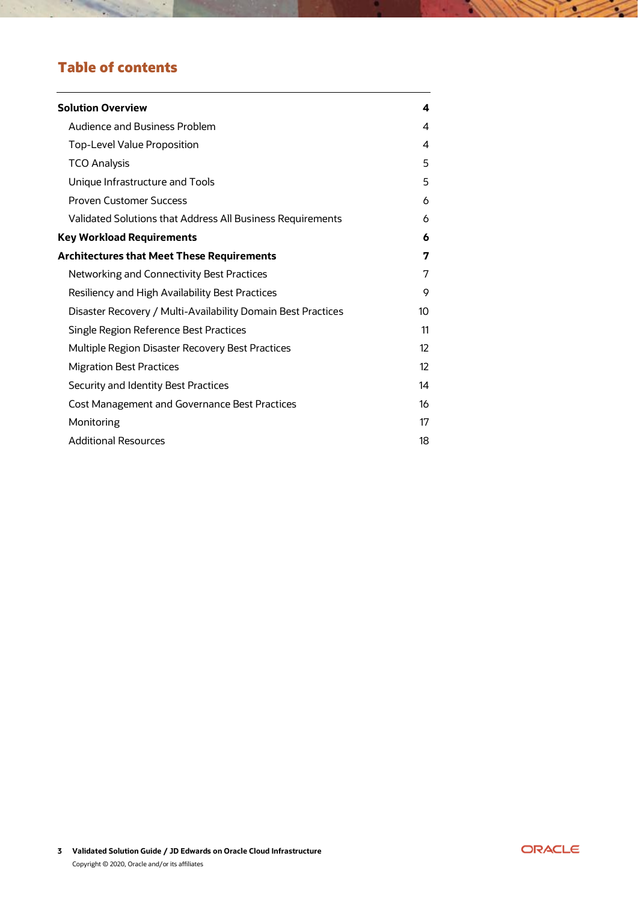# Table of contents

| | |
|---|---|
| **Solution Overview** | **4** |
| Audience and Business Problem | 4 |
| Top-Level Value Proposition | 4 |
| TCO Analysis | 5 |
| Unique Infrastructure and Tools | 5 |
| Proven Customer Success | 6 |
| Validated Solutions that Address All Business Requirements | 6 |
| **Key Workload Requirements** | **6** |
| **Architectures that Meet These Requirements** | **7** |
| Networking and Connectivity Best Practices | 7 |
| Resiliency and High Availability Best Practices | 9 |
| Disaster Recovery / Multi-Availability Domain Best Practices | 10 |
| Single Region Reference Best Practices | 11 |
| Multiple Region Disaster Recovery Best Practices | 12 |
| Migration Best Practices | 12 |
| Security and Identity Best Practices | 14 |
| Cost Management and Governance Best Practices | 16 |
| Monitoring | 17 |
| Additional Resources | 18 |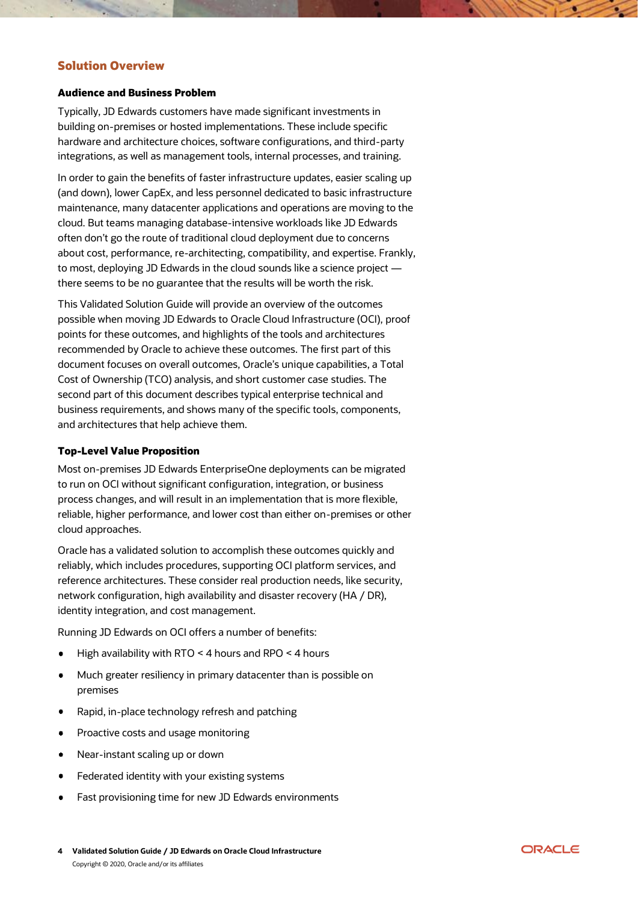## Solution Overview

### Audience and Business Problem

Typically, JD Edwards customers have made significant investments in building on-premises or hosted implementations. These include specific hardware and architecture choices, software configurations, and third-party integrations, as well as management tools, internal processes, and training.

In order to gain the benefits of faster infrastructure updates, easier scaling up (and down), lower CapEx, and less personnel dedicated to basic infrastructure maintenance, many datacenter applications and operations are moving to the cloud. But teams managing database-intensive workloads like JD Edwards often don't go the route of traditional cloud deployment due to concerns about cost, performance, re-architecting, compatibility, and expertise. Frankly, to most, deploying JD Edwards in the cloud sounds like a science project — there seems to be no guarantee that the results will be worth the risk.

This Validated Solution Guide will provide an overview of the outcomes possible when moving JD Edwards to Oracle Cloud Infrastructure (OCI), proof points for these outcomes, and highlights of the tools and architectures recommended by Oracle to achieve these outcomes. The first part of this document focuses on overall outcomes, Oracle's unique capabilities, a Total Cost of Ownership (TCO) analysis, and short customer case studies. The second part of this document describes typical enterprise technical and business requirements, and shows many of the specific tools, components, and architectures that help achieve them.

### Top-Level Value Proposition

Most on-premises JD Edwards EnterpriseOne deployments can be migrated to run on OCI without significant configuration, integration, or business process changes, and will result in an implementation that is more flexible, reliable, higher performance, and lower cost than either on-premises or other cloud approaches.

Oracle has a validated solution to accomplish these outcomes quickly and reliably, which includes procedures, supporting OCI platform services, and reference architectures. These consider real production needs, like security, network configuration, high availability and disaster recovery (HA / DR), identity integration, and cost management.

Running JD Edwards on OCI offers a number of benefits:

- High availability with RTO < 4 hours and RPO < 4 hours
- Much greater resiliency in primary datacenter than is possible on premises
- Rapid, in-place technology refresh and patching
- Proactive costs and usage monitoring
- Near-instant scaling up or down
- Federated identity with your existing systems
- Fast provisioning time for new JD Edwards environments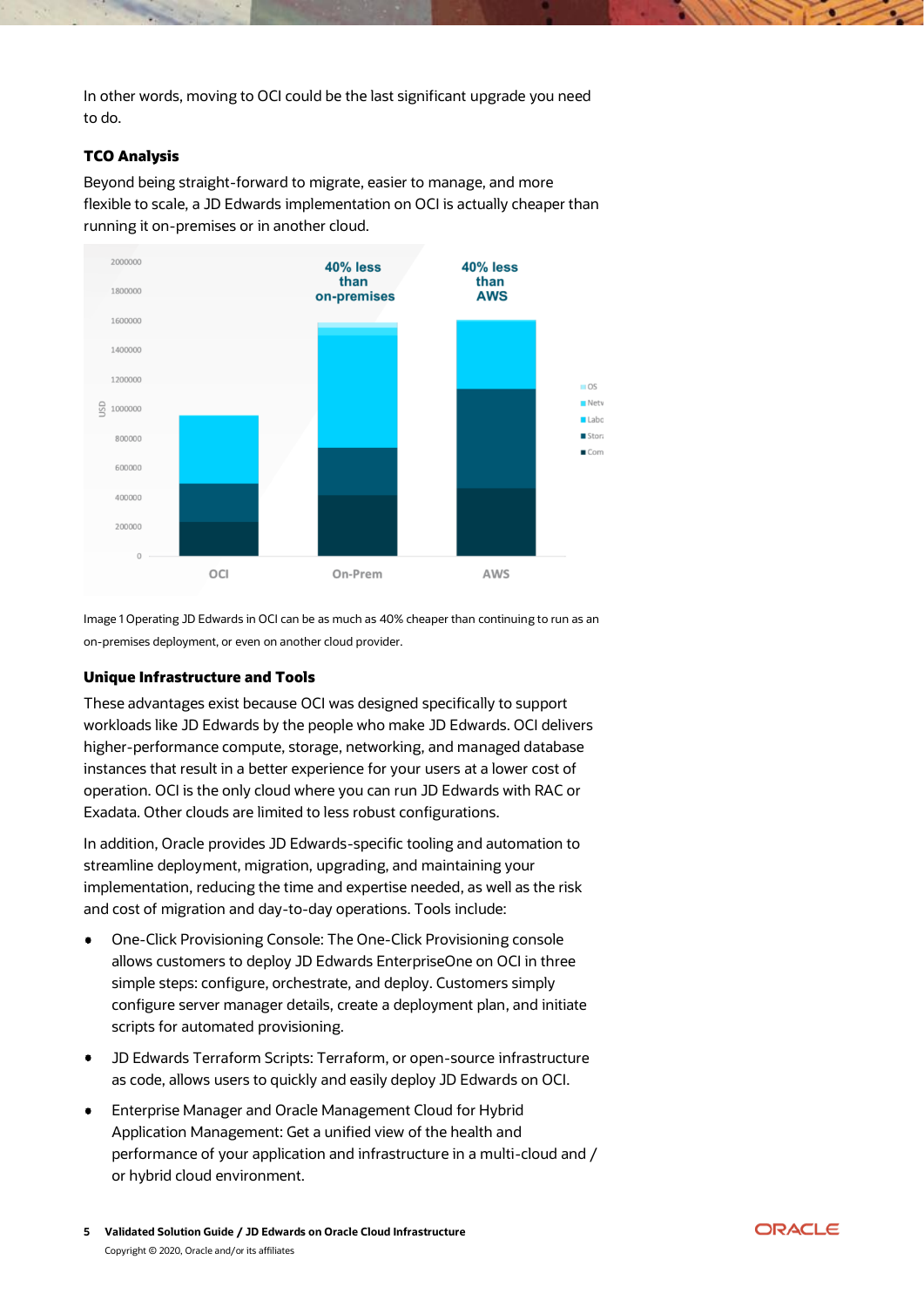In other words, moving to OCI could be the last significant upgrade you need to do.

### TCO Analysis

Beyond being straight-forward to migrate, easier to manage, and more flexible to scale, a JD Edwards implementation on OCI is actually cheaper than running it on-premises or in another cloud.

Image 1 Operating JD Edwards in OCI can be as much as 40% cheaper than continuing to run as an on-premises deployment, or even on another cloud provider.

### Unique Infrastructure and Tools

These advantages exist because OCI was designed specifically to support workloads like JD Edwards by the people who make JD Edwards. OCI delivers higher-performance compute, storage, networking, and managed database instances that result in a better experience for your users at a lower cost of operation. OCI is the only cloud where you can run JD Edwards with RAC or Exadata. Other clouds are limited to less robust configurations.

In addition, Oracle provides JD Edwards-specific tooling and automation to streamline deployment, migration, upgrading, and maintaining your implementation, reducing the time and expertise needed, as well as the risk and cost of migration and day-to-day operations. Tools include:

- One-Click Provisioning Console: The One-Click Provisioning console allows customers to deploy JD Edwards EnterpriseOne on OCI in three simple steps: configure, orchestrate, and deploy. Customers simply configure server manager details, create a deployment plan, and initiate scripts for automated provisioning.
- JD Edwards Terraform Scripts: Terraform, or open-source infrastructure as code, allows users to quickly and easily deploy JD Edwards on OCI.
- Enterprise Manager and Oracle Management Cloud for Hybrid Application Management: Get a unified view of the health and performance of your application and infrastructure in a multi-cloud and / or hybrid cloud environment.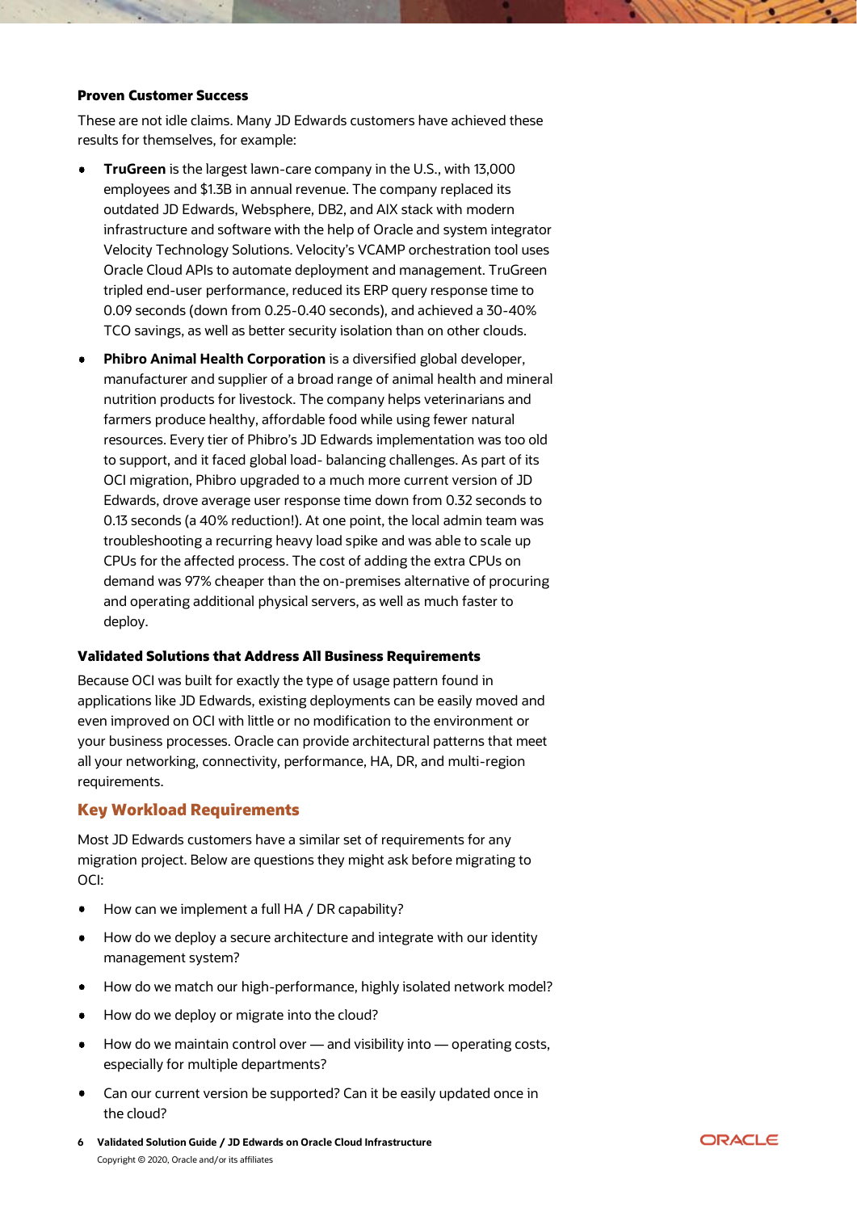### Proven Customer Success

These are not idle claims. Many JD Edwards customers have achieved these results for themselves, for example:

- **TruGreen** is the largest lawn-care company in the U.S., with 13,000 employees and $1.3B in annual revenue. The company replaced its outdated JD Edwards, Websphere, DB2, and AIX stack with modern infrastructure and software with the help of Oracle and system integrator Velocity Technology Solutions. Velocity's VCAMP orchestration tool uses Oracle Cloud APIs to automate deployment and management. TruGreen tripled end-user performance, reduced its ERP query response time to 0.09 seconds (down from 0.25-0.40 seconds), and achieved a 30-40% TCO savings, as well as better security isolation than on other clouds.
- **Phibro Animal Health Corporation** is a diversified global developer, manufacturer and supplier of a broad range of animal health and mineral nutrition products for livestock. The company helps veterinarians and farmers produce healthy, affordable food while using fewer natural resources. Every tier of Phibro's JD Edwards implementation was too old to support, and it faced global load- balancing challenges. As part of its OCI migration, Phibro upgraded to a much more current version of JD Edwards, drove average user response time down from 0.32 seconds to 0.13 seconds (a 40% reduction!). At one point, the local admin team was troubleshooting a recurring heavy load spike and was able to scale up CPUs for the affected process. The cost of adding the extra CPUs on demand was 97% cheaper than the on-premises alternative of procuring and operating additional physical servers, as well as much faster to deploy.

### Validated Solutions that Address All Business Requirements

Because OCI was built for exactly the type of usage pattern found in applications like JD Edwards, existing deployments can be easily moved and even improved on OCI with little or no modification to the environment or your business processes. Oracle can provide architectural patterns that meet all your networking, connectivity, performance, HA, DR, and multi-region requirements.

## Key Workload Requirements

Most JD Edwards customers have a similar set of requirements for any migration project. Below are questions they might ask before migrating to OCI:

- How can we implement a full HA / DR capability?
- How do we deploy a secure architecture and integrate with our identity management system?
- How do we match our high-performance, highly isolated network model?
- How do we deploy or migrate into the cloud?
- How do we maintain control over — and visibility into — operating costs, especially for multiple departments?
- Can our current version be supported? Can it be easily updated once in the cloud?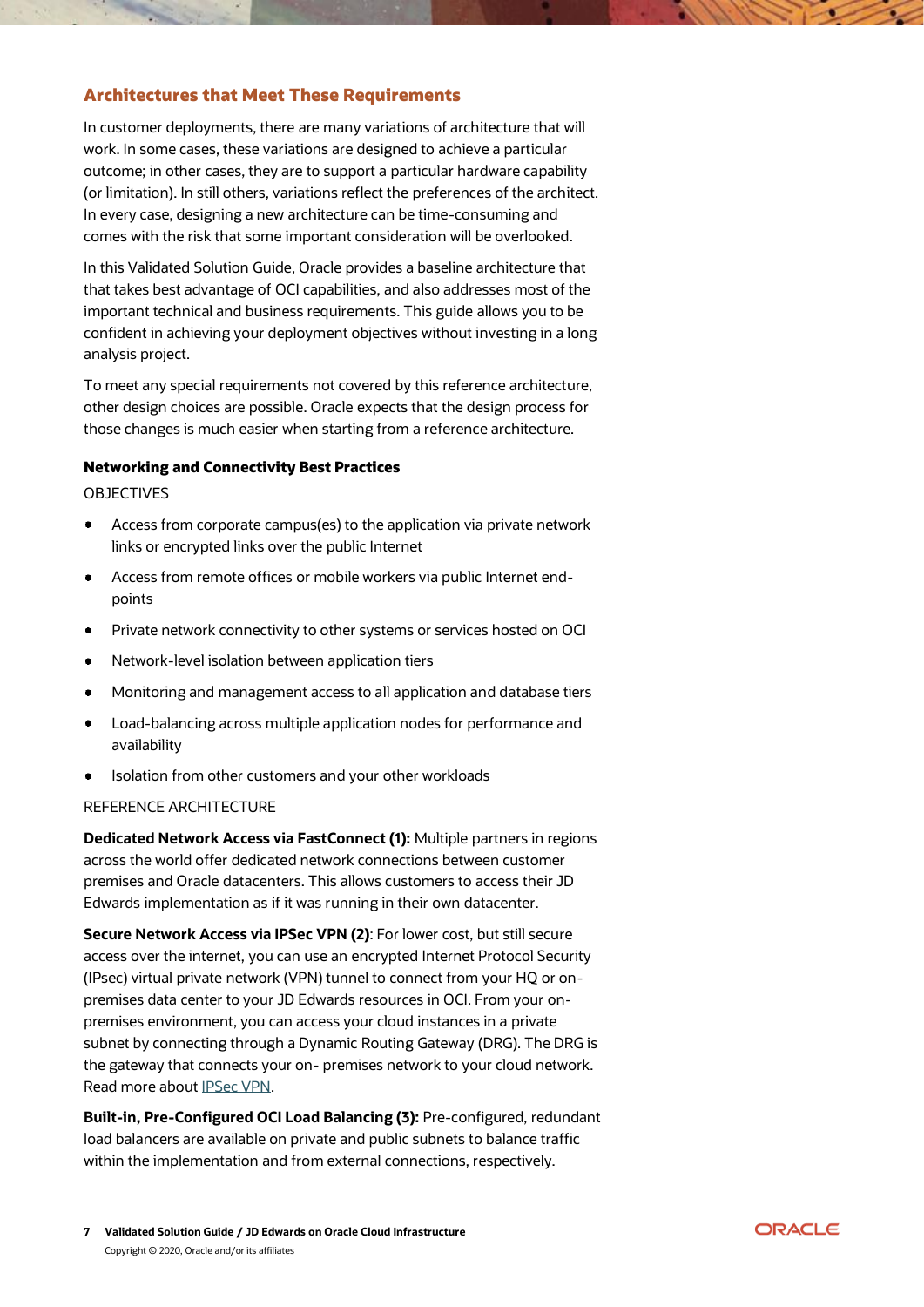## Architectures that Meet These Requirements

In customer deployments, there are many variations of architecture that will work. In some cases, these variations are designed to achieve a particular outcome; in other cases, they are to support a particular hardware capability (or limitation). In still others, variations reflect the preferences of the architect. In every case, designing a new architecture can be time-consuming and comes with the risk that some important consideration will be overlooked.

In this Validated Solution Guide, Oracle provides a baseline architecture that that takes best advantage of OCI capabilities, and also addresses most of the important technical and business requirements. This guide allows you to be confident in achieving your deployment objectives without investing in a long analysis project.

To meet any special requirements not covered by this reference architecture, other design choices are possible. Oracle expects that the design process for those changes is much easier when starting from a reference architecture.

### Networking and Connectivity Best Practices

OBJECTIVES

- Access from corporate campus(es) to the application via private network links or encrypted links over the public Internet
- Access from remote offices or mobile workers via public Internet end-points
- Private network connectivity to other systems or services hosted on OCI
- Network-level isolation between application tiers
- Monitoring and management access to all application and database tiers
- Load-balancing across multiple application nodes for performance and availability
- Isolation from other customers and your other workloads

REFERENCE ARCHITECTURE

**Dedicated Network Access via FastConnect (1):** Multiple partners in regions across the world offer dedicated network connections between customer premises and Oracle datacenters. This allows customers to access their JD Edwards implementation as if it was running in their own datacenter.

**Secure Network Access via IPSec VPN (2)**: For lower cost, but still secure access over the internet, you can use an encrypted Internet Protocol Security (IPSec) virtual private network (VPN) tunnel to connect from your HQ or on-premises data center to your JD Edwards resources in OCI. From your on-premises environment, you can access your cloud instances in a private subnet by connecting through a Dynamic Routing Gateway (DRG). The DRG is the gateway that connects your on- premises network to your cloud network. Read more about IPSec VPN.

**Built-in, Pre-Configured OCI Load Balancing (3):** Pre-configured, redundant load balancers are available on private and public subnets to balance traffic within the implementation and from external connections, respectively.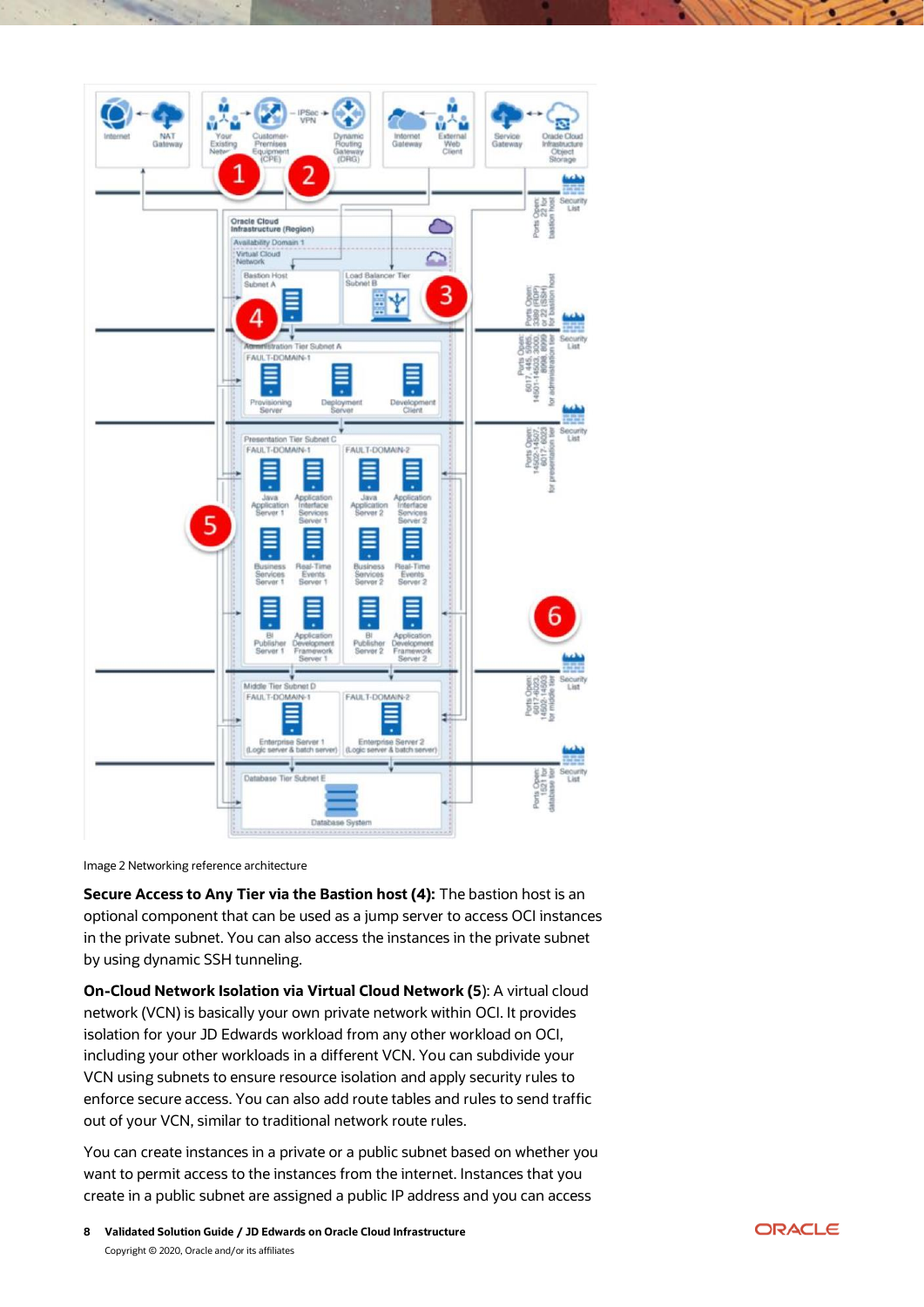Image 2 Networking reference architecture

**Secure Access to Any Tier via the Bastion host (4):** The bastion host is an optional component that can be used as a jump server to access OCI instances in the private subnet. You can also access the instances in the private subnet by using dynamic SSH tunneling.

**On-Cloud Network Isolation via Virtual Cloud Network (5**): A virtual cloud network (VCN) is basically your own private network within OCI. It provides isolation for your JD Edwards workload from any other workload on OCI, including your other workloads in a different VCN. You can subdivide your VCN using subnets to ensure resource isolation and apply security rules to enforce secure access. You can also add route tables and rules to send traffic out of your VCN, similar to traditional network route rules.

You can create instances in a private or a public subnet based on whether you want to permit access to the instances from the internet. Instances that you create in a public subnet are assigned a public IP address and you can access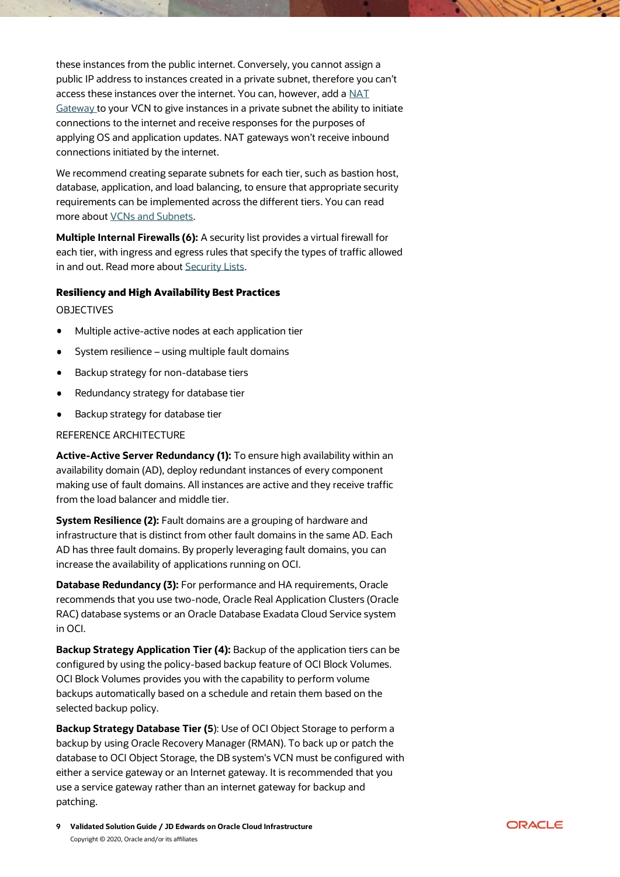these instances from the public internet. Conversely, you cannot assign a public IP address to instances created in a private subnet, therefore you can't access these instances over the internet. You can, however, add a NAT Gateway to your VCN to give instances in a private subnet the ability to initiate connections to the internet and receive responses for the purposes of applying OS and application updates. NAT gateways won't receive inbound connections initiated by the internet.

We recommend creating separate subnets for each tier, such as bastion host, database, application, and load balancing, to ensure that appropriate security requirements can be implemented across the different tiers. You can read more about VCNs and Subnets.

**Multiple Internal Firewalls (6):** A security list provides a virtual firewall for each tier, with ingress and egress rules that specify the types of traffic allowed in and out. Read more about Security Lists.

### Resiliency and High Availability Best Practices

OBJECTIVES

- Multiple active-active nodes at each application tier
- System resilience – using multiple fault domains
- Backup strategy for non-database tiers
- Redundancy strategy for database tier
- Backup strategy for database tier

REFERENCE ARCHITECTURE

**Active-Active Server Redundancy (1):** To ensure high availability within an availability domain (AD), deploy redundant instances of every component making use of fault domains. All instances are active and they receive traffic from the load balancer and middle tier.

**System Resilience (2):** Fault domains are a grouping of hardware and infrastructure that is distinct from other fault domains in the same AD. Each AD has three fault domains. By properly leveraging fault domains, you can increase the availability of applications running on OCI.

**Database Redundancy (3):** For performance and HA requirements, Oracle recommends that you use two-node, Oracle Real Application Clusters (Oracle RAC) database systems or an Oracle Database Exadata Cloud Service system in OCI.

**Backup Strategy Application Tier (4):** Backup of the application tiers can be configured by using the policy-based backup feature of OCI Block Volumes. OCI Block Volumes provides you with the capability to perform volume backups automatically based on a schedule and retain them based on the selected backup policy.

**Backup Strategy Database Tier (5**): Use of OCI Object Storage to perform a backup by using Oracle Recovery Manager (RMAN). To back up or patch the database to OCI Object Storage, the DB system's VCN must be configured with either a service gateway or an Internet gateway. It is recommended that you use a service gateway rather than an internet gateway for backup and patching.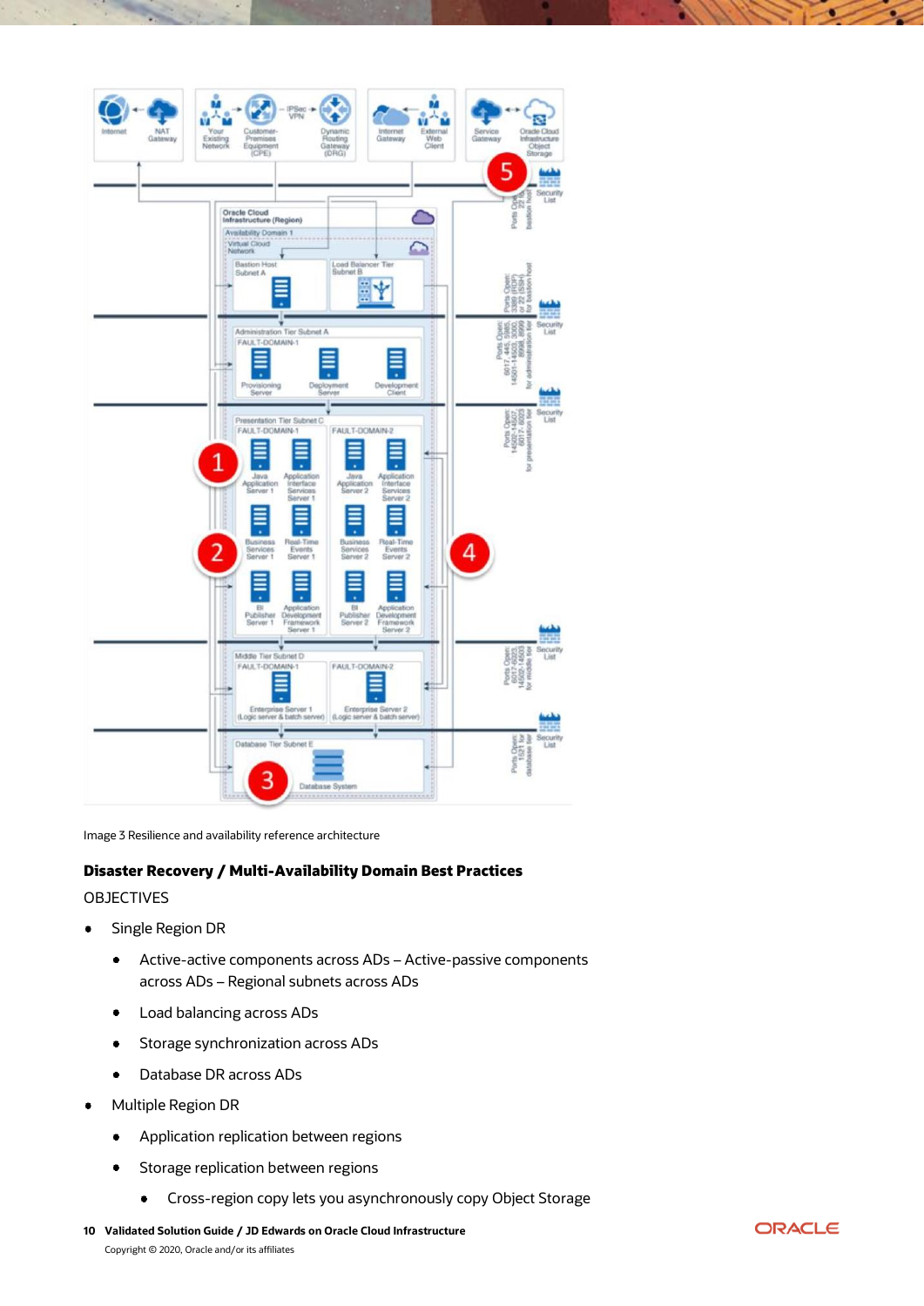Image 3 Resilience and availability reference architecture

### Disaster Recovery / Multi-Availability Domain Best Practices

OBJECTIVES

- Single Region DR
    - Active-active components across ADs – Active-passive components across ADs – Regional subnets across ADs
    - Load balancing across ADs
    - Storage synchronization across ADs
    - Database DR across ADs
- Multiple Region DR
    - Application replication between regions
    - Storage replication between regions
        - Cross-region copy lets you asynchronously copy Object Storage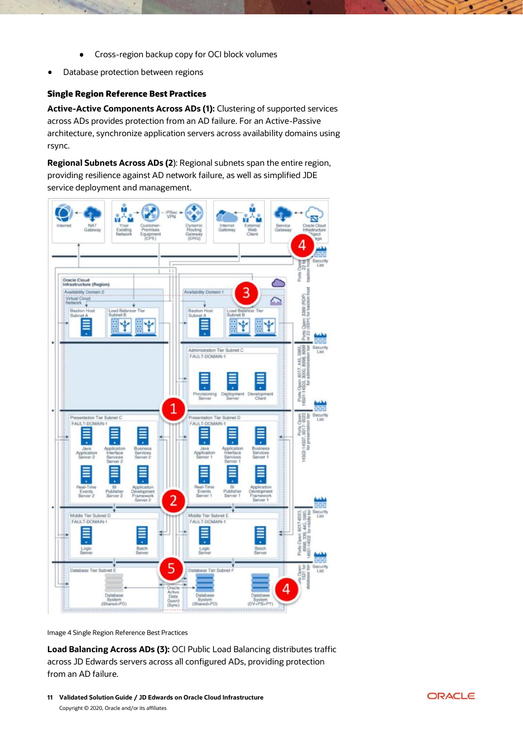- Cross-region backup copy for OCI block volumes

- Database protection between regions

**Single Region Reference Best Practices**

**Active-Active Components Across ADs (1):** Clustering of supported services across ADs provides protection from an AD failure. For an Active-Passive architecture, synchronize application servers across availability domains using rsync.

**Regional Subnets Across ADs (2**): Regional subnets span the entire region, providing resilience against AD network failure, as well as simplified JDE service deployment and management.

Image 4 Single Region Reference Best Practices

**Load Balancing Across ADs (3):** OCI Public Load Balancing distributes traffic across JD Edwards servers across all configured ADs, providing protection from an AD failure.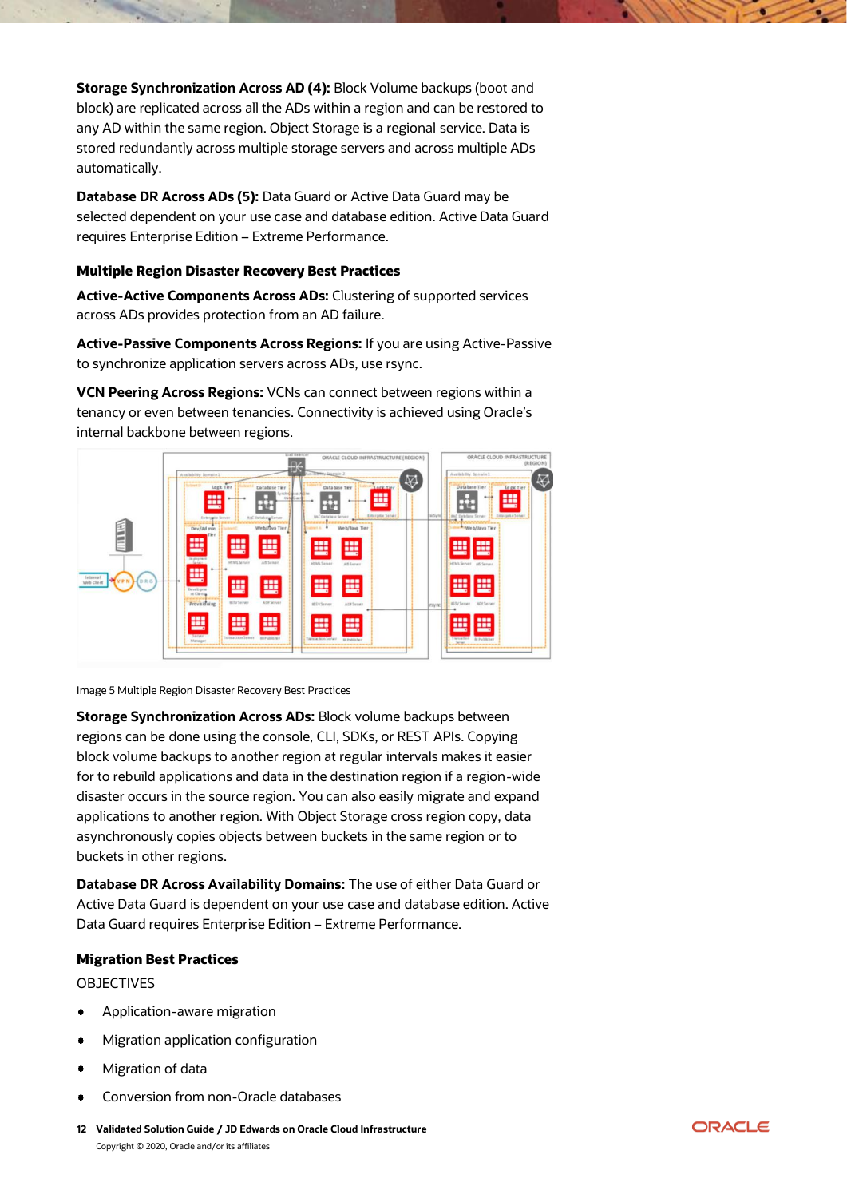**Storage Synchronization Across AD (4):** Block Volume backups (boot and block) are replicated across all the ADs within a region and can be restored to any AD within the same region. Object Storage is a regional service. Data is stored redundantly across multiple storage servers and across multiple ADs automatically.

**Database DR Across ADs (5):** Data Guard or Active Data Guard may be selected dependent on your use case and database edition. Active Data Guard requires Enterprise Edition – Extreme Performance.

### Multiple Region Disaster Recovery Best Practices

**Active-Active Components Across ADs:** Clustering of supported services across ADs provides protection from an AD failure.

**Active-Passive Components Across Regions:** If you are using Active-Passive to synchronize application servers across ADs, use rsync.

**VCN Peering Across Regions:** VCNs can connect between regions within a tenancy or even between tenancies. Connectivity is achieved using Oracle's internal backbone between regions.

Image 5 Multiple Region Disaster Recovery Best Practices

**Storage Synchronization Across ADs:** Block volume backups between regions can be done using the console, CLI, SDKs, or REST APIs. Copying block volume backups to another region at regular intervals makes it easier for to rebuild applications and data in the destination region if a region-wide disaster occurs in the source region. You can also easily migrate and expand applications to another region. With Object Storage cross region copy, data asynchronously copies objects between buckets in the same region or to buckets in other regions.

**Database DR Across Availability Domains:** The use of either Data Guard or Active Data Guard is dependent on your use case and database edition. Active Data Guard requires Enterprise Edition – Extreme Performance.

### Migration Best Practices

OBJECTIVES

- Application-aware migration
- Migration application configuration
- Migration of data
- Conversion from non-Oracle databases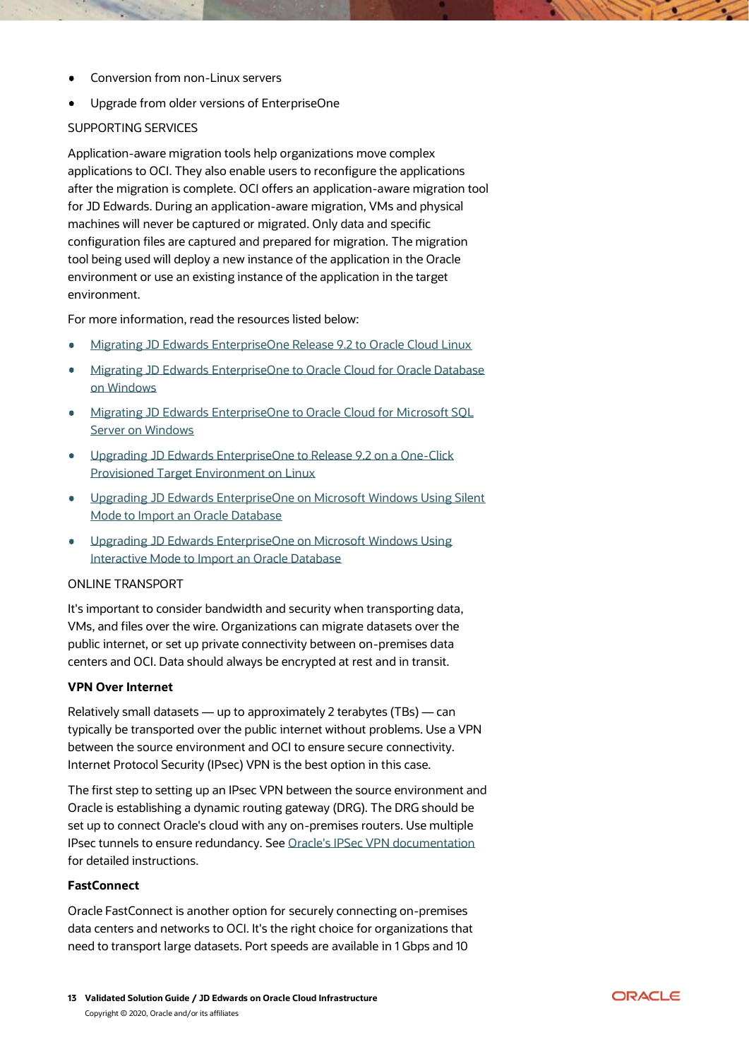- Conversion from non-Linux servers
- Upgrade from older versions of EnterpriseOne

SUPPORTING SERVICES

Application-aware migration tools help organizations move complex applications to OCI. They also enable users to reconfigure the applications after the migration is complete. OCI offers an application-aware migration tool for JD Edwards. During an application-aware migration, VMs and physical machines will never be captured or migrated. Only data and specific configuration files are captured and prepared for migration. The migration tool being used will deploy a new instance of the application in the Oracle environment or use an existing instance of the application in the target environment.

For more information, read the resources listed below:

- Migrating JD Edwards EnterpriseOne Release 9.2 to Oracle Cloud Linux
- Migrating JD Edwards EnterpriseOne to Oracle Cloud for Oracle Database on Windows
- Migrating JD Edwards EnterpriseOne to Oracle Cloud for Microsoft SQL Server on Windows
- Upgrading JD Edwards EnterpriseOne to Release 9.2 on a One-Click Provisioned Target Environment on Linux
- Upgrading JD Edwards EnterpriseOne on Microsoft Windows Using Silent Mode to Import an Oracle Database
- Upgrading JD Edwards EnterpriseOne on Microsoft Windows Using Interactive Mode to Import an Oracle Database

ONLINE TRANSPORT

It's important to consider bandwidth and security when transporting data, VMs, and files over the wire. Organizations can migrate datasets over the public internet, or set up private connectivity between on-premises data centers and OCI. Data should always be encrypted at rest and in transit.

**VPN Over Internet**

Relatively small datasets — up to approximately 2 terabytes (TBs) — can typically be transported over the public internet without problems. Use a VPN between the source environment and OCI to ensure secure connectivity. Internet Protocol Security (IPsec) VPN is the best option in this case.

The first step to setting up an IPsec VPN between the source environment and Oracle is establishing a dynamic routing gateway (DRG). The DRG should be set up to connect Oracle's cloud with any on-premises routers. Use multiple IPsec tunnels to ensure redundancy. See Oracle's IPSec VPN documentation for detailed instructions.

**FastConnect**

Oracle FastConnect is another option for securely connecting on-premises data centers and networks to OCI. It's the right choice for organizations that need to transport large datasets. Port speeds are available in 1 Gbps and 10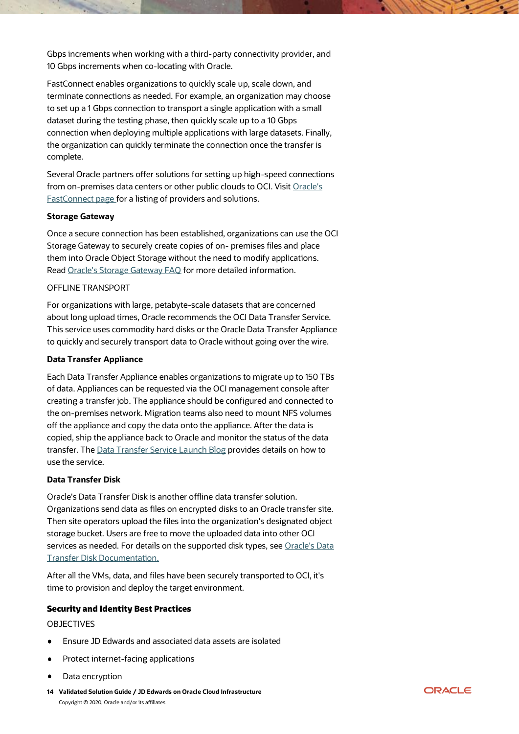Gbps increments when working with a third-party connectivity provider, and 10 Gbps increments when co-locating with Oracle.

FastConnect enables organizations to quickly scale up, scale down, and terminate connections as needed. For example, an organization may choose to set up a 1 Gbps connection to transport a single application with a small dataset during the testing phase, then quickly scale up to a 10 Gbps connection when deploying multiple applications with large datasets. Finally, the organization can quickly terminate the connection once the transfer is complete.

Several Oracle partners offer solutions for setting up high-speed connections from on-premises data centers or other public clouds to OCI. Visit Oracle's FastConnect page for a listing of providers and solutions.

**Storage Gateway**

Once a secure connection has been established, organizations can use the OCI Storage Gateway to securely create copies of on- premises files and place them into Oracle Object Storage without the need to modify applications. Read Oracle's Storage Gateway FAQ for more detailed information.

OFFLINE TRANSPORT

For organizations with large, petabyte-scale datasets that are concerned about long upload times, Oracle recommends the OCI Data Transfer Service. This service uses commodity hard disks or the Oracle Data Transfer Appliance to quickly and securely transport data to Oracle without going over the wire.

**Data Transfer Appliance**

Each Data Transfer Appliance enables organizations to migrate up to 150 TBs of data. Appliances can be requested via the OCI management console after creating a transfer job. The appliance should be configured and connected to the on-premises network. Migration teams also need to mount NFS volumes off the appliance and copy the data onto the appliance. After the data is copied, ship the appliance back to Oracle and monitor the status of the data transfer. The Data Transfer Service Launch Blog provides details on how to use the service.

**Data Transfer Disk**

Oracle's Data Transfer Disk is another offline data transfer solution. Organizations send data as files on encrypted disks to an Oracle transfer site. Then site operators upload the files into the organization's designated object storage bucket. Users are free to move the uploaded data into other OCI services as needed. For details on the supported disk types, see Oracle's Data Transfer Disk Documentation.

After all the VMs, data, and files have been securely transported to OCI, it's time to provision and deploy the target environment.

### Security and Identity Best Practices

OBJECTIVES

- Ensure JD Edwards and associated data assets are isolated
- Protect internet-facing applications
- Data encryption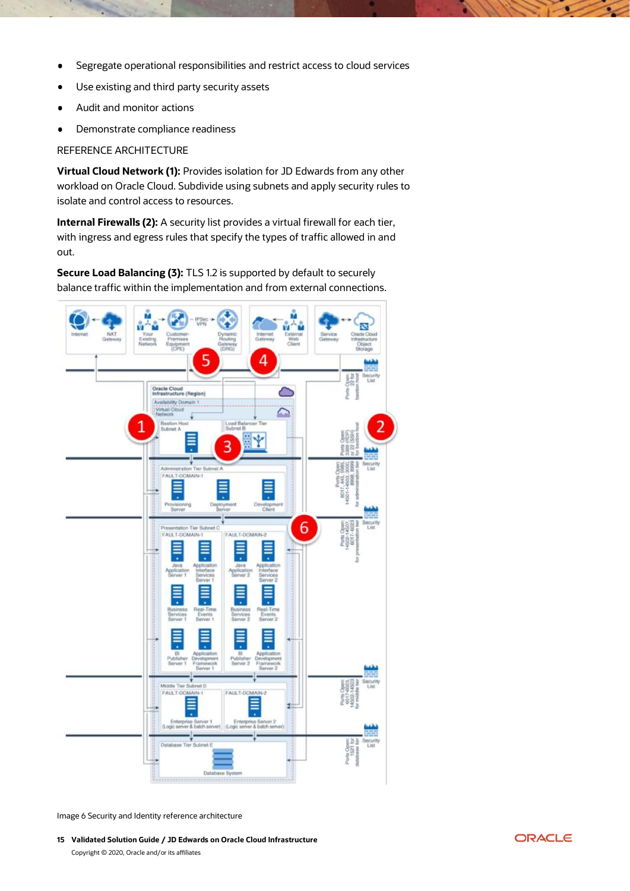- Segregate operational responsibilities and restrict access to cloud services
- Use existing and third party security assets
- Audit and monitor actions
- Demonstrate compliance readiness

REFERENCE ARCHITECTURE

**Virtual Cloud Network (1):** Provides isolation for JD Edwards from any other workload on Oracle Cloud. Subdivide using subnets and apply security rules to isolate and control access to resources.

**Internal Firewalls (2):** A security list provides a virtual firewall for each tier, with ingress and egress rules that specify the types of traffic allowed in and out.

**Secure Load Balancing (3):** TLS 1.2 is supported by default to securely balance traffic within the implementation and from external connections.

Image 6 Security and Identity reference architecture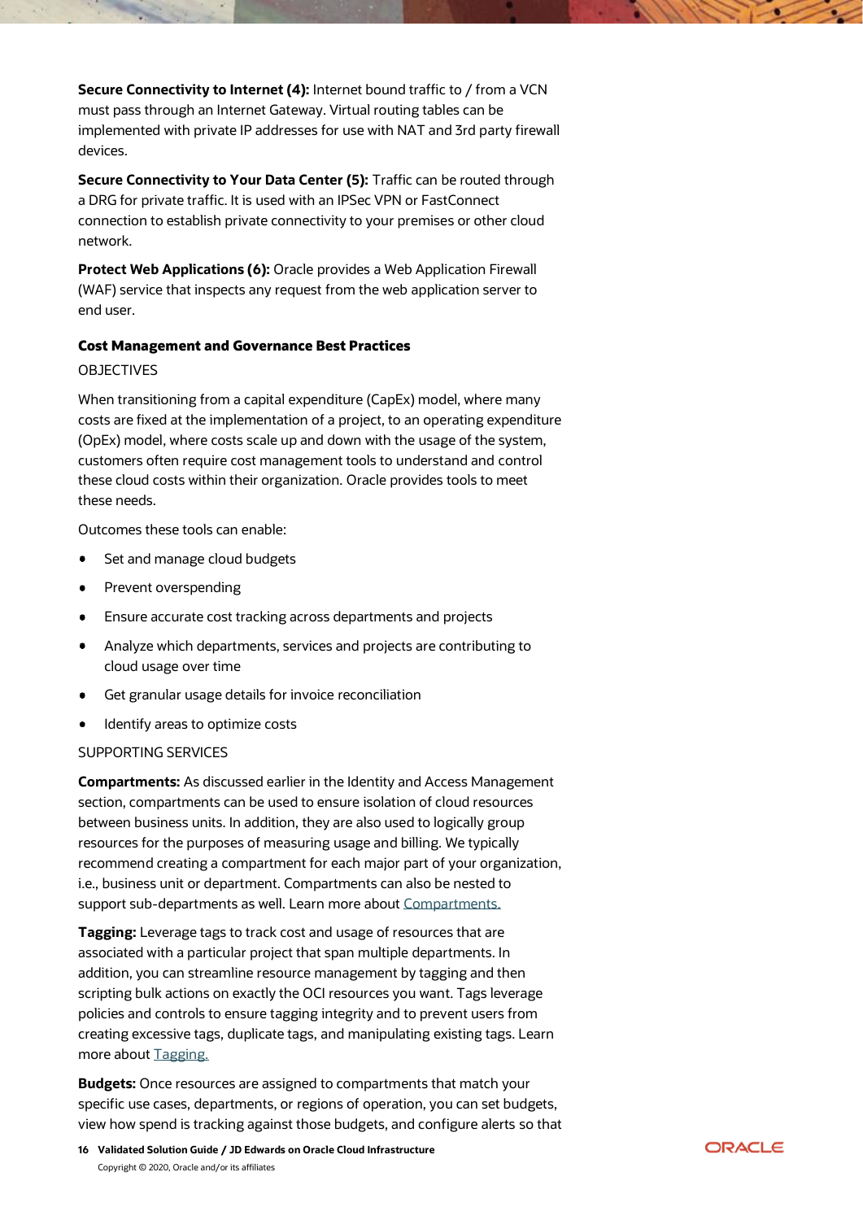**Secure Connectivity to Internet (4):** Internet bound traffic to / from a VCN must pass through an Internet Gateway. Virtual routing tables can be implemented with private IP addresses for use with NAT and 3rd party firewall devices.

**Secure Connectivity to Your Data Center (5):** Traffic can be routed through a DRG for private traffic. It is used with an IPSec VPN or FastConnect connection to establish private connectivity to your premises or other cloud network.

**Protect Web Applications (6):** Oracle provides a Web Application Firewall (WAF) service that inspects any request from the web application server to end user.

### Cost Management and Governance Best Practices

OBJECTIVES

When transitioning from a capital expenditure (CapEx) model, where many costs are fixed at the implementation of a project, to an operating expenditure (OpEx) model, where costs scale up and down with the usage of the system, customers often require cost management tools to understand and control these cloud costs within their organization. Oracle provides tools to meet these needs.

Outcomes these tools can enable:

- Set and manage cloud budgets
- Prevent overspending
- Ensure accurate cost tracking across departments and projects
- Analyze which departments, services and projects are contributing to cloud usage over time
- Get granular usage details for invoice reconciliation
- Identify areas to optimize costs

SUPPORTING SERVICES

**Compartments:** As discussed earlier in the Identity and Access Management section, compartments can be used to ensure isolation of cloud resources between business units. In addition, they are also used to logically group resources for the purposes of measuring usage and billing. We typically recommend creating a compartment for each major part of your organization, i.e., business unit or department. Compartments can also be nested to support sub-departments as well. Learn more about Compartments.

**Tagging:** Leverage tags to track cost and usage of resources that are associated with a particular project that span multiple departments. In addition, you can streamline resource management by tagging and then scripting bulk actions on exactly the OCI resources you want. Tags leverage policies and controls to ensure tagging integrity and to prevent users from creating excessive tags, duplicate tags, and manipulating existing tags. Learn more about Tagging.

**Budgets:** Once resources are assigned to compartments that match your specific use cases, departments, or regions of operation, you can set budgets, view how spend is tracking against those budgets, and configure alerts so that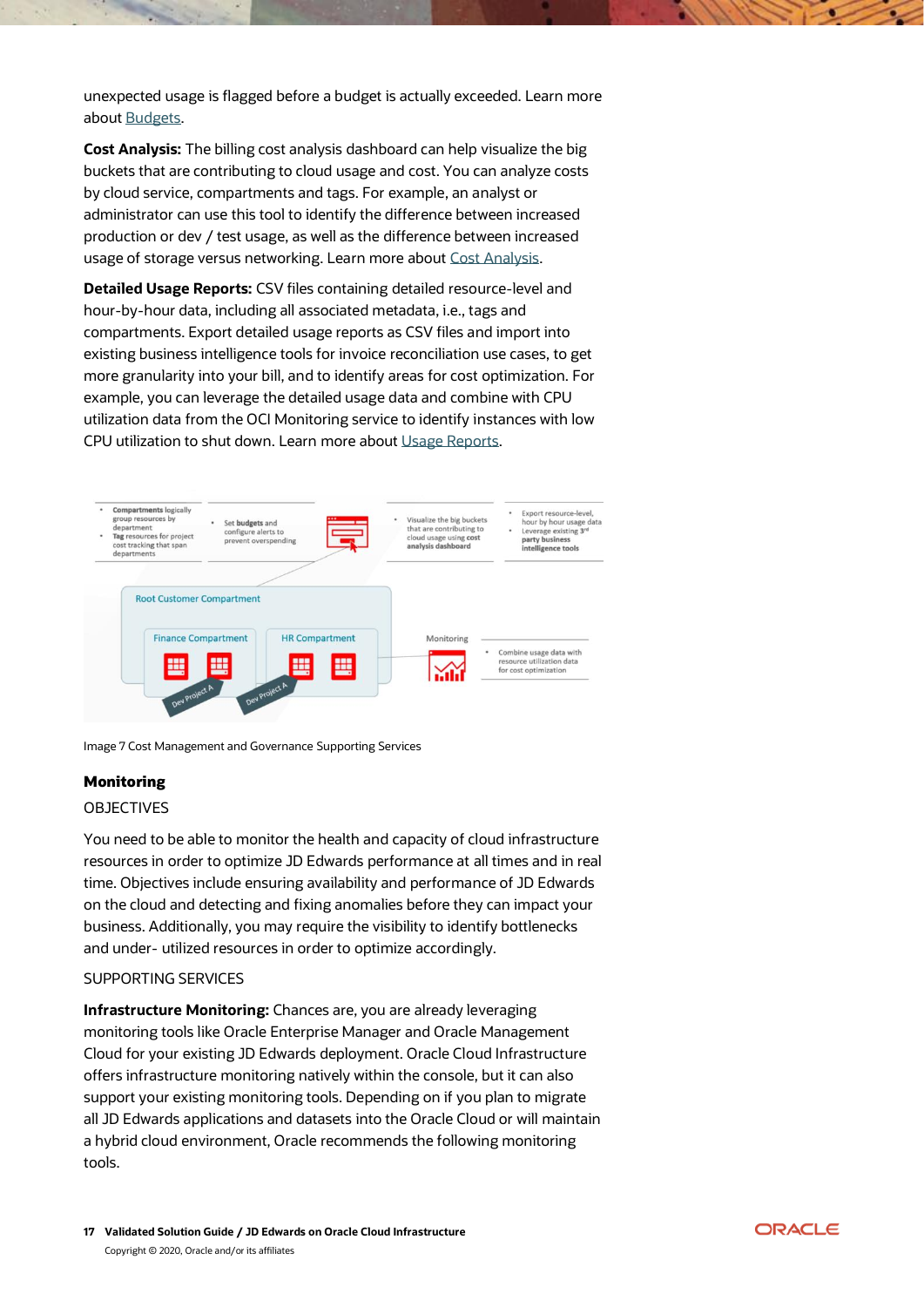unexpected usage is flagged before a budget is actually exceeded. Learn more about Budgets.

**Cost Analysis:** The billing cost analysis dashboard can help visualize the big buckets that are contributing to cloud usage and cost. You can analyze costs by cloud service, compartments and tags. For example, an analyst or administrator can use this tool to identify the difference between increased production or dev / test usage, as well as the difference between increased usage of storage versus networking. Learn more about Cost Analysis.

**Detailed Usage Reports:** CSV files containing detailed resource-level and hour-by-hour data, including all associated metadata, i.e., tags and compartments. Export detailed usage reports as CSV files and import into existing business intelligence tools for invoice reconciliation use cases, to get more granularity into your bill, and to identify areas for cost optimization. For example, you can leverage the detailed usage data and combine with CPU utilization data from the OCI Monitoring service to identify instances with low CPU utilization to shut down. Learn more about Usage Reports.

Image 7 Cost Management and Governance Supporting Services

### Monitoring

OBJECTIVES

You need to be able to monitor the health and capacity of cloud infrastructure resources in order to optimize JD Edwards performance at all times and in real time. Objectives include ensuring availability and performance of JD Edwards on the cloud and detecting and fixing anomalies before they can impact your business. Additionally, you may require the visibility to identify bottlenecks and under- utilized resources in order to optimize accordingly.

SUPPORTING SERVICES

**Infrastructure Monitoring:** Chances are, you are already leveraging monitoring tools like Oracle Enterprise Manager and Oracle Management Cloud for your existing JD Edwards deployment. Oracle Cloud Infrastructure offers infrastructure monitoring natively within the console, but it can also support your existing monitoring tools. Depending on if you plan to migrate all JD Edwards applications and datasets into the Oracle Cloud or will maintain a hybrid cloud environment, Oracle recommends the following monitoring tools.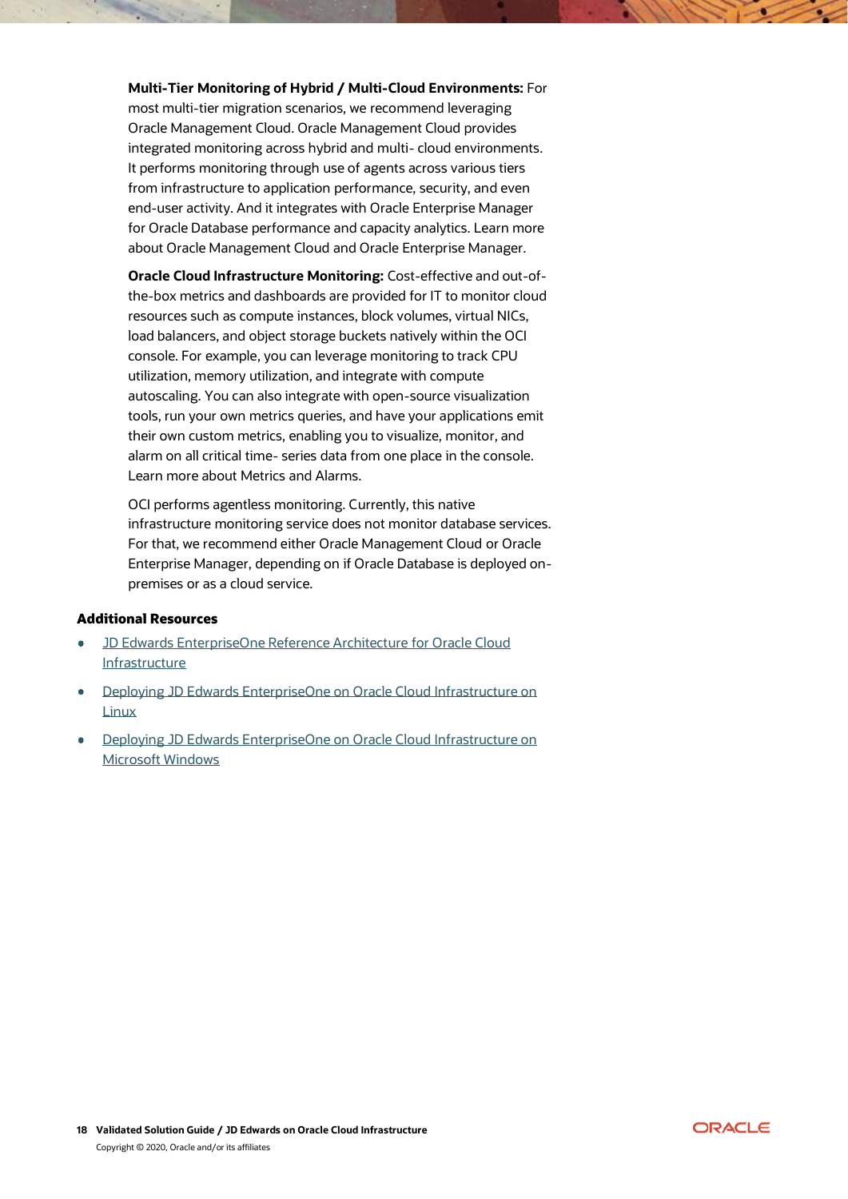**Multi-Tier Monitoring of Hybrid / Multi-Cloud Environments:** For most multi-tier migration scenarios, we recommend leveraging Oracle Management Cloud. Oracle Management Cloud provides integrated monitoring across hybrid and multi- cloud environments. It performs monitoring through use of agents across various tiers from infrastructure to application performance, security, and even end-user activity. And it integrates with Oracle Enterprise Manager for Oracle Database performance and capacity analytics. Learn more about Oracle Management Cloud and Oracle Enterprise Manager.

**Oracle Cloud Infrastructure Monitoring:** Cost-effective and out-of-the-box metrics and dashboards are provided for IT to monitor cloud resources such as compute instances, block volumes, virtual NICs, load balancers, and object storage buckets natively within the OCI console. For example, you can leverage monitoring to track CPU utilization, memory utilization, and integrate with compute autoscaling. You can also integrate with open-source visualization tools, run your own metrics queries, and have your applications emit their own custom metrics, enabling you to visualize, monitor, and alarm on all critical time- series data from one place in the console. Learn more about Metrics and Alarms.

OCI performs agentless monitoring. Currently, this native infrastructure monitoring service does not monitor database services. For that, we recommend either Oracle Management Cloud or Oracle Enterprise Manager, depending on if Oracle Database is deployed on-premises or as a cloud service.

### Additional Resources

- JD Edwards EnterpriseOne Reference Architecture for Oracle Cloud Infrastructure
- Deploying JD Edwards EnterpriseOne on Oracle Cloud Infrastructure on Linux
- Deploying JD Edwards EnterpriseOne on Oracle Cloud Infrastructure on Microsoft Windows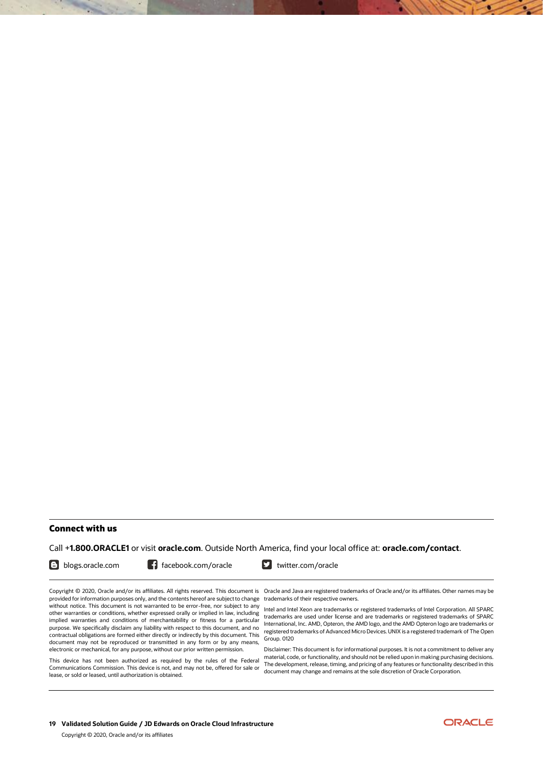## Connect with us

Call +**1.800.ORACLE1** or visit **oracle.com**. Outside North America, find your local office at: **oracle.com/contact**.

blogs.oracle.com | facebook.com/oracle | twitter.com/oracle

Copyright © 2020, Oracle and/or its affiliates. All rights reserved. This document is provided for information purposes only, and the contents hereof are subject to change without notice. This document is not warranted to be error-free, nor subject to any other warranties or conditions, whether expressed orally or implied in law, including implied warranties and conditions of merchantability or fitness for a particular purpose. We specifically disclaim any liability with respect to this document, and no contractual obligations are formed either directly or indirectly by this document. This document may not be reproduced or transmitted in any form or by any means, electronic or mechanical, for any purpose, without our prior written permission.

This device has not been authorized as required by the rules of the Federal Communications Commission. This device is not, and may not be, offered for sale or lease, or sold or leased, until authorization is obtained.

Oracle and Java are registered trademarks of Oracle and/or its affiliates. Other names may be trademarks of their respective owners.

Intel and Intel Xeon are trademarks or registered trademarks of Intel Corporation. All SPARC trademarks are used under license and are trademarks or registered trademarks of SPARC International, Inc. AMD, Opteron, the AMD logo, and the AMD Opteron logo are trademarks or registered trademarks of Advanced Micro Devices. UNIX is a registered trademark of The Open Group. 0120

Disclaimer: This document is for informational purposes. It is not a commitment to deliver any material, code, or functionality, and should not be relied upon in making purchasing decisions. The development, release, timing, and pricing of any features or functionality described in this document may change and remains at the sole discretion of Oracle Corporation.